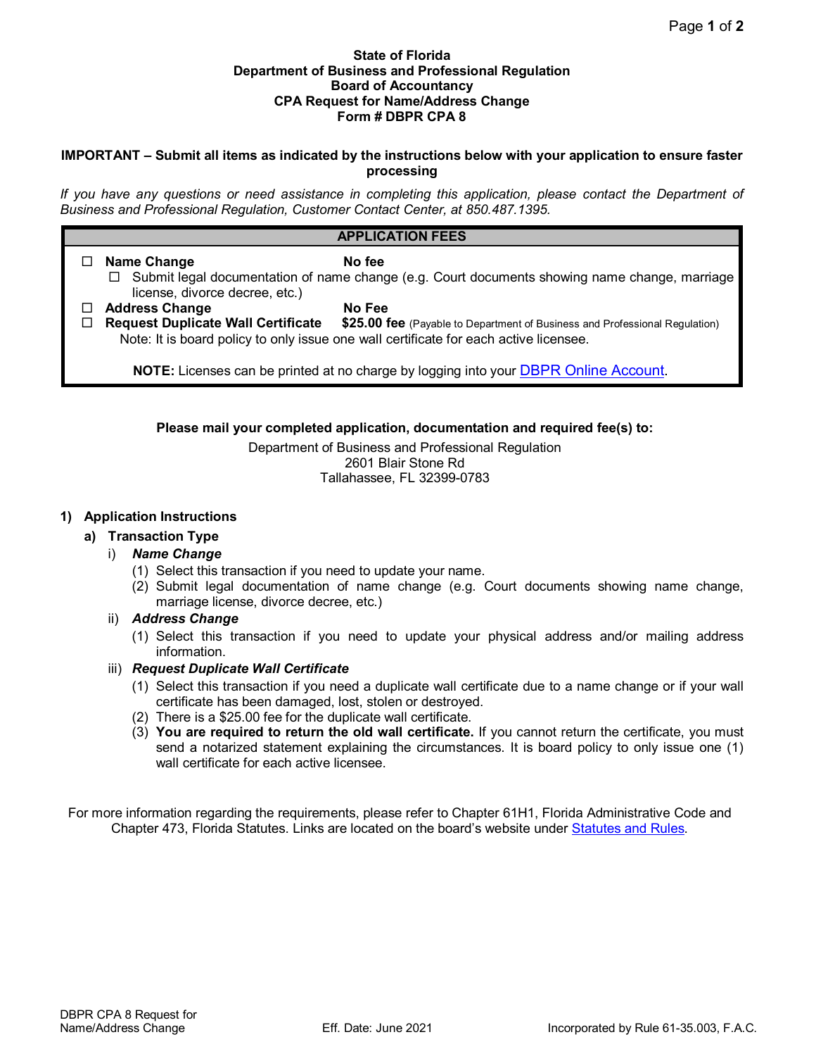**State of Florida**
**Department of Business and Professional Regulation**
**Board of Accountancy**
**CPA Request for Name/Address Change**
**Form # DBPR CPA 8**

**IMPORTANT – Submit all items as indicated by the instructions below with your application to ensure faster processing**

*If you have any questions or need assistance in completing this application, please contact the Department of Business and Professional Regulation, Customer Contact Center, at 850.487.1395.*

## APPLICATION FEES

- ☐ **Name Change** — **No fee**
  - ☐ Submit legal documentation of name change (e.g. Court documents showing name change, marriage license, divorce decree, etc.)
- ☐ **Address Change** — **No Fee**
- ☐ **Request Duplicate Wall Certificate** — **$25.00 fee** (Payable to Department of Business and Professional Regulation)

Note: It is board policy to only issue one wall certificate for each active licensee.

**NOTE:** Licenses can be printed at no charge by logging into your DBPR Online Account.

**Please mail your completed application, documentation and required fee(s) to:**

Department of Business and Professional Regulation
2601 Blair Stone Rd
Tallahassee, FL 32399-0783

## 1) Application Instructions

### a) Transaction Type

i) ***Name Change***

(1) Select this transaction if you need to update your name.
(2) Submit legal documentation of name change (e.g. Court documents showing name change, marriage license, divorce decree, etc.)

ii) ***Address Change***

(1) Select this transaction if you need to update your physical address and/or mailing address information.

iii) ***Request Duplicate Wall Certificate***

(1) Select this transaction if you need a duplicate wall certificate due to a name change or if your wall certificate has been damaged, lost, stolen or destroyed.
(2) There is a $25.00 fee for the duplicate wall certificate.
(3) **You are required to return the old wall certificate.** If you cannot return the certificate, you must send a notarized statement explaining the circumstances. It is board policy to only issue one (1) wall certificate for each active licensee.

For more information regarding the requirements, please refer to Chapter 61H1, Florida Administrative Code and Chapter 473, Florida Statutes. Links are located on the board's website under Statutes and Rules.

DBPR CPA 8 Request for Name/Address Change — Eff. Date: June 2021 — Incorporated by Rule 61-35.003, F.A.C.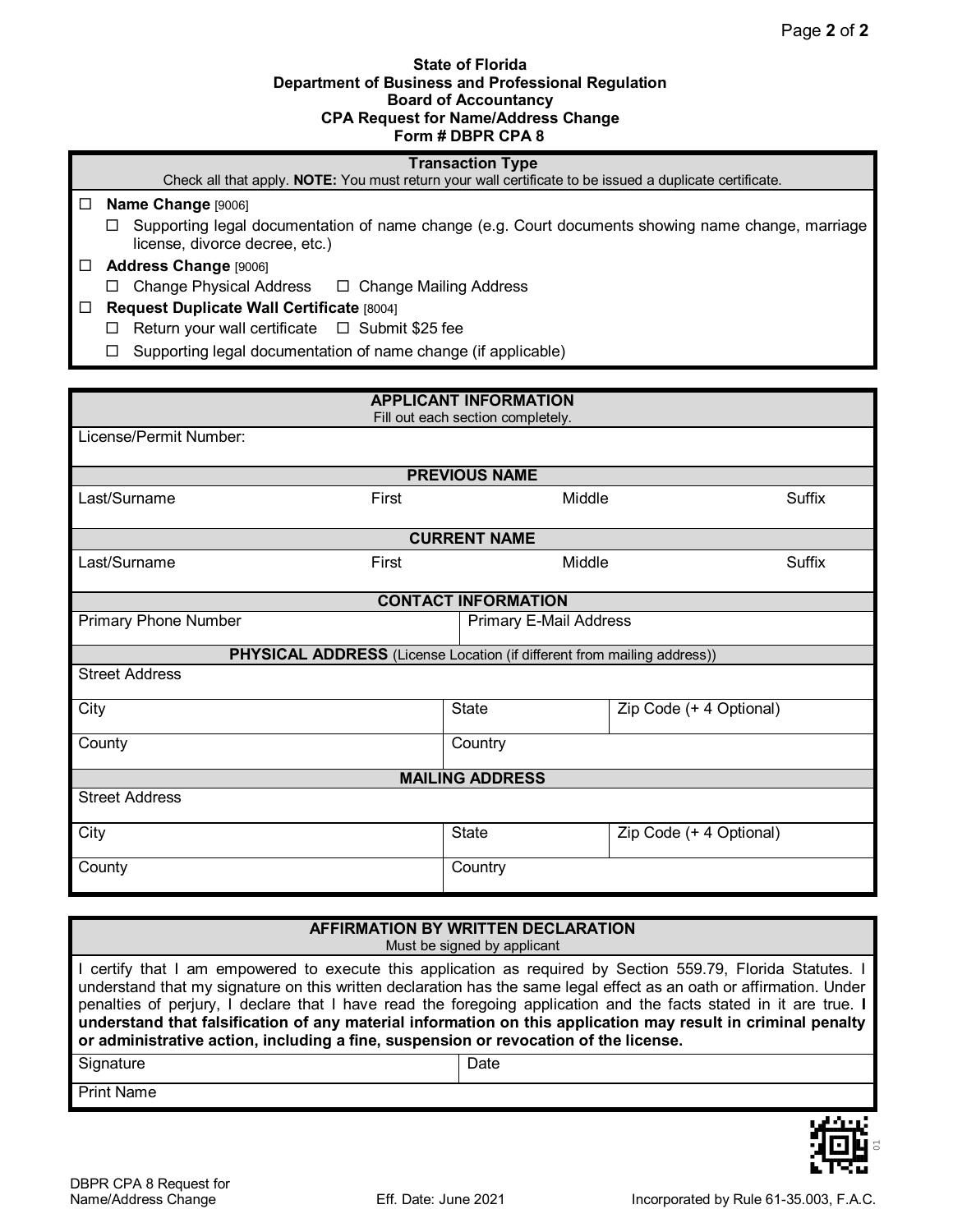**State of Florida**
**Department of Business and Professional Regulation**
**Board of Accountancy**
**CPA Request for Name/Address Change**
**Form # DBPR CPA 8**

## Transaction Type

Check all that apply. **NOTE:** You must return your wall certificate to be issued a duplicate certificate.

- ☐ **Name Change** [9006]
  - ☐ Supporting legal documentation of name change (e.g. Court documents showing name change, marriage license, divorce decree, etc.)
- ☐ **Address Change** [9006]
  - ☐ Change Physical Address ☐ Change Mailing Address
- ☐ **Request Duplicate Wall Certificate** [8004]
  - ☐ Return your wall certificate ☐ Submit $25 fee
  - ☐ Supporting legal documentation of name change (if applicable)

## APPLICANT INFORMATION

Fill out each section completely.

License/Permit Number:

### PREVIOUS NAME

| Last/Surname | First | Middle | Suffix |
|---|---|---|---|
| | | | |

### CURRENT NAME

| Last/Surname | First | Middle | Suffix |
|---|---|---|---|
| | | | |

### CONTACT INFORMATION

| Primary Phone Number | Primary E-Mail Address |
|---|---|
| | |

### PHYSICAL ADDRESS (License Location (if different from mailing address))

| | | |
|---|---|---|
| Street Address | | |
| City | State | Zip Code (+ 4 Optional) |
| County | Country | |

### MAILING ADDRESS

| | | |
|---|---|---|
| Street Address | | |
| City | State | Zip Code (+ 4 Optional) |
| County | Country | |

## AFFIRMATION BY WRITTEN DECLARATION

Must be signed by applicant

I certify that I am empowered to execute this application as required by Section 559.79, Florida Statutes. I understand that my signature on this written declaration has the same legal effect as an oath or affirmation. Under penalties of perjury, I declare that I have read the foregoing application and the facts stated in it are true. **I understand that falsification of any material information on this application may result in criminal penalty or administrative action, including a fine, suspension or revocation of the license.**

| Signature | Date |
|---|---|
| Print Name | |

DBPR CPA 8 Request for Name/Address Change Eff. Date: June 2021 Incorporated by Rule 61-35.003, F.A.C.